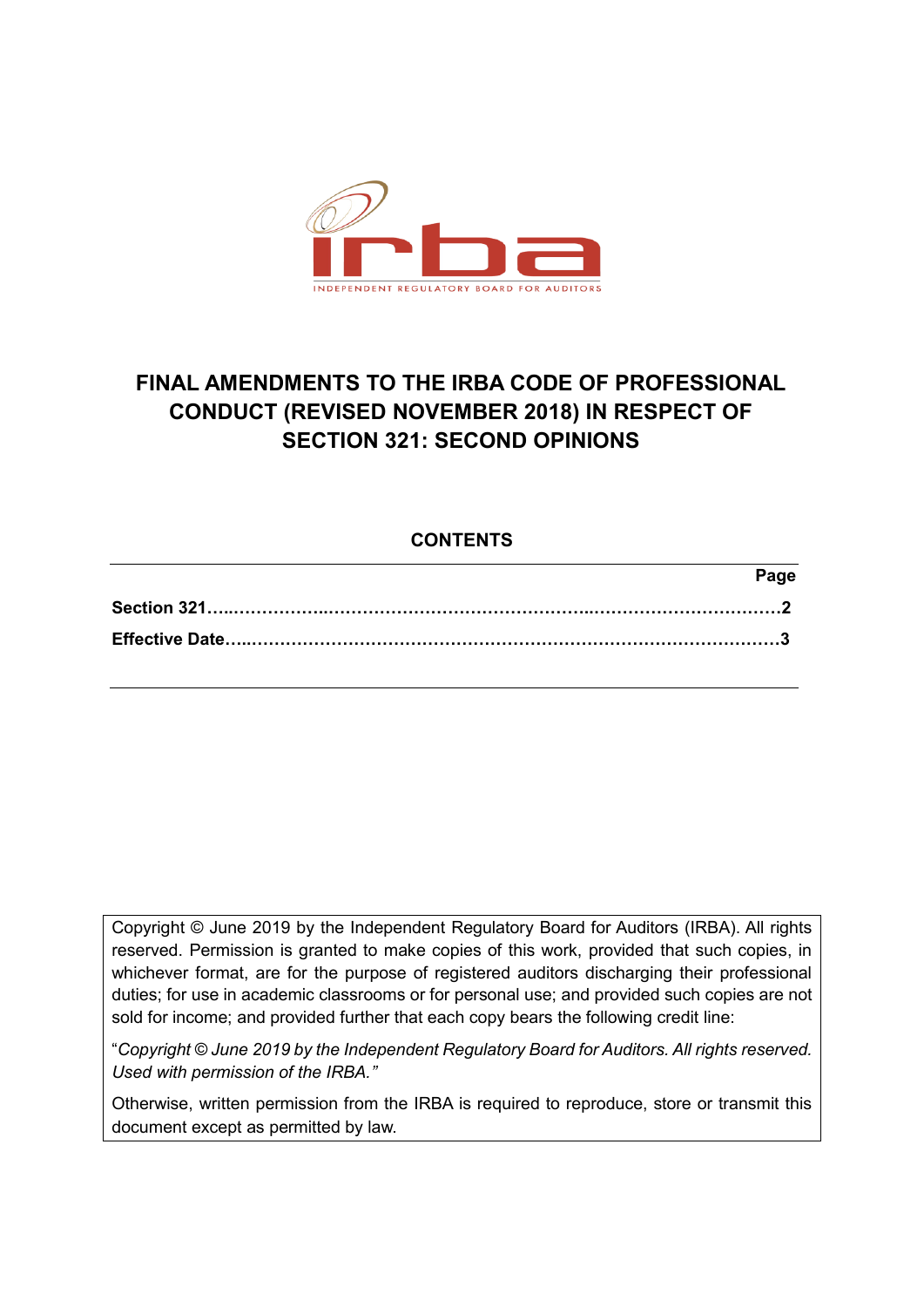INDEPENDENT REGULATORY BOARD FOR AUDITORS

# FINAL AMENDMENTS TO THE IRBA CODE OF PROFESSIONAL CONDUCT (REVISED NOVEMBER 2018) IN RESPECT OF SECTION 321: SECOND OPINIONS

## CONTENTS

| | Page |
|---|---|
| **Section 321** | **2** |
| **Effective Date** | **3** |

Copyright © June 2019 by the Independent Regulatory Board for Auditors (IRBA). All rights reserved. Permission is granted to make copies of this work, provided that such copies, in whichever format, are for the purpose of registered auditors discharging their professional duties; for use in academic classrooms or for personal use; and provided such copies are not sold for income; and provided further that each copy bears the following credit line:

"*Copyright © June 2019 by the Independent Regulatory Board for Auditors. All rights reserved. Used with permission of the IRBA.*"

Otherwise, written permission from the IRBA is required to reproduce, store or transmit this document except as permitted by law.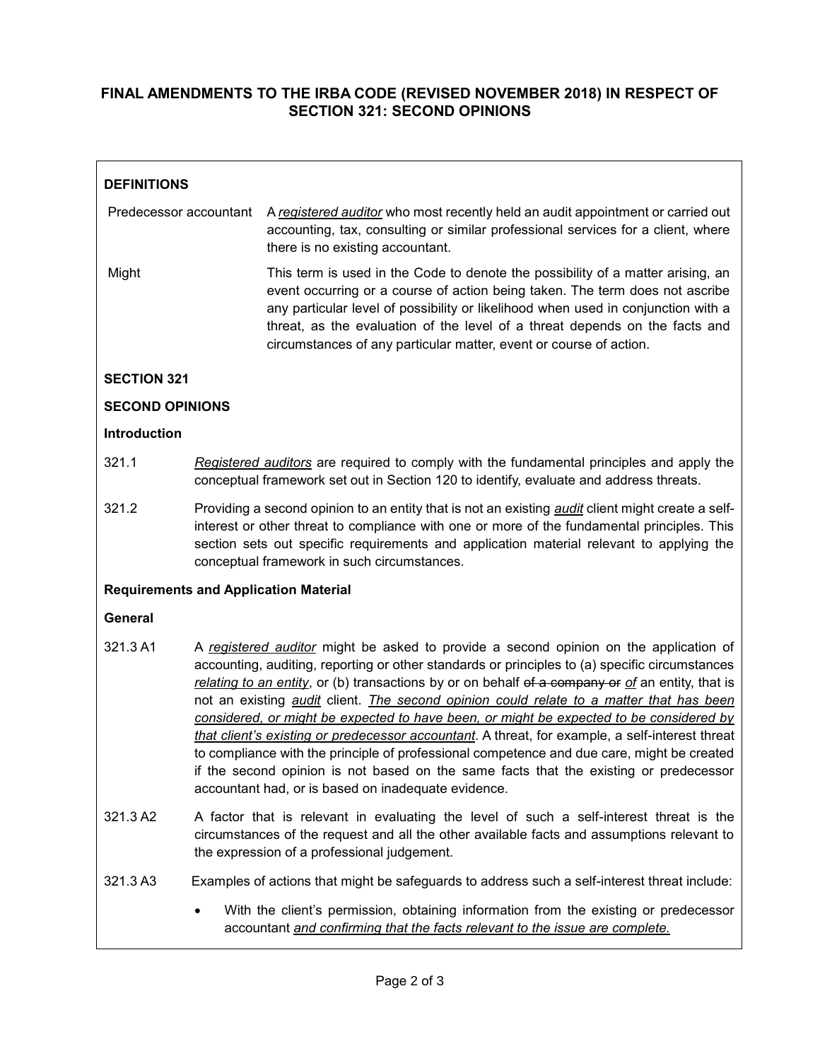## FINAL AMENDMENTS TO THE IRBA CODE (REVISED NOVEMBER 2018) IN RESPECT OF SECTION 321: SECOND OPINIONS

**DEFINITIONS**

| | |
|---|---|
| Predecessor accountant | A *registered auditor* who most recently held an audit appointment or carried out accounting, tax, consulting or similar professional services for a client, where there is no existing accountant. |
| Might | This term is used in the Code to denote the possibility of a matter arising, an event occurring or a course of action being taken. The term does not ascribe any particular level of possibility or likelihood when used in conjunction with a threat, as the evaluation of the level of a threat depends on the facts and circumstances of any particular matter, event or course of action. |

**SECTION 321**

**SECOND OPINIONS**

**Introduction**

321.1 *Registered auditors* are required to comply with the fundamental principles and apply the conceptual framework set out in Section 120 to identify, evaluate and address threats.

321.2 Providing a second opinion to an entity that is not an existing *audit* client might create a self-interest or other threat to compliance with one or more of the fundamental principles. This section sets out specific requirements and application material relevant to applying the conceptual framework in such circumstances.

**Requirements and Application Material**

**General**

321.3 A1 A *registered auditor* might be asked to provide a second opinion on the application of accounting, auditing, reporting or other standards or principles to (a) specific circumstances *relating to an entity*, or (b) transactions by or on behalf ~~of a company or~~ *of* an entity, that is not an existing *audit* client. *The second opinion could relate to a matter that has been considered, or might be expected to have been, or might be expected to be considered by that client's existing or predecessor accountant*. A threat, for example, a self-interest threat to compliance with the principle of professional competence and due care, might be created if the second opinion is not based on the same facts that the existing or predecessor accountant had, or is based on inadequate evidence.

321.3 A2 A factor that is relevant in evaluating the level of such a self-interest threat is the circumstances of the request and all the other available facts and assumptions relevant to the expression of a professional judgement.

321.3 A3 Examples of actions that might be safeguards to address such a self-interest threat include:

- With the client's permission, obtaining information from the existing or predecessor accountant *and confirming that the facts relevant to the issue are complete.*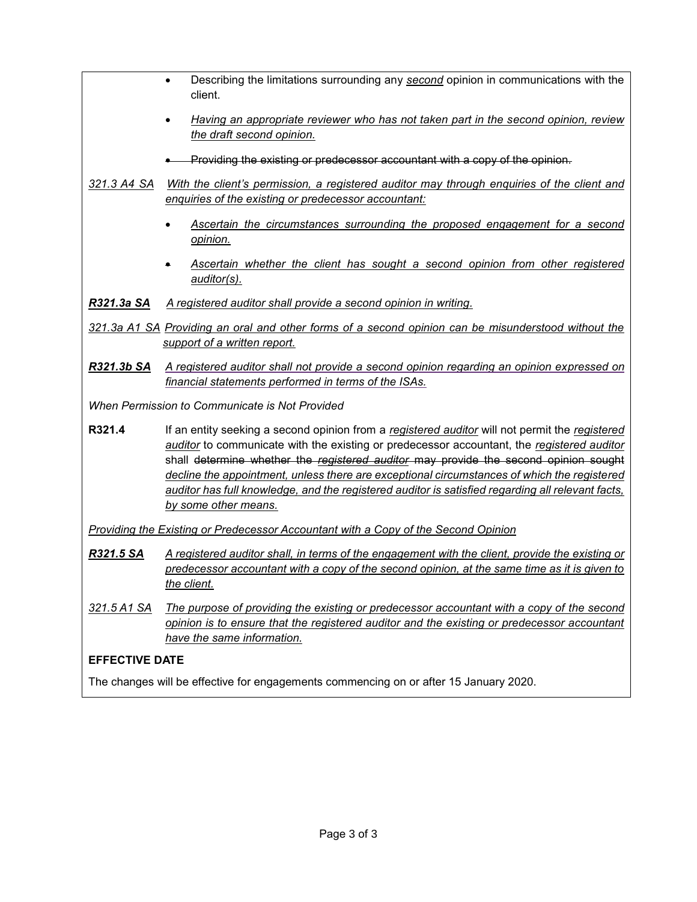- Describing the limitations surrounding any *second* opinion in communications with the client.
- *Having an appropriate reviewer who has not taken part in the second opinion, review the draft second opinion.*
- ~~Providing the existing or predecessor accountant with a copy of the opinion.~~

*321.3 A4 SA* *With the client's permission, a registered auditor may through enquiries of the client and enquiries of the existing or predecessor accountant:*

- *Ascertain the circumstances surrounding the proposed engagement for a second opinion.*
- *Ascertain whether the client has sought a second opinion from other registered auditor(s).*

***R321.3a SA*** *A registered auditor shall provide a second opinion in writing.*

*321.3a A1 SA* *Providing an oral and other forms of a second opinion can be misunderstood without the support of a written report.*

***R321.3b SA*** *A registered auditor shall not provide a second opinion regarding an opinion expressed on financial statements performed in terms of the ISAs.*

*When Permission to Communicate is Not Provided*

**R321.4** If an entity seeking a second opinion from a *registered auditor* will not permit the *registered auditor* to communicate with the existing or predecessor accountant, the *registered auditor* shall ~~determine whether the *registered auditor* may provide the second opinion sought~~ *decline the appointment, unless there are exceptional circumstances of which the registered auditor has full knowledge, and the registered auditor is satisfied regarding all relevant facts, by some other means.*

*Providing the Existing or Predecessor Accountant with a Copy of the Second Opinion*

***R321.5 SA*** *A registered auditor shall, in terms of the engagement with the client, provide the existing or predecessor accountant with a copy of the second opinion, at the same time as it is given to the client.*

*321.5 A1 SA* *The purpose of providing the existing or predecessor accountant with a copy of the second opinion is to ensure that the registered auditor and the existing or predecessor accountant have the same information.*

**EFFECTIVE DATE**

The changes will be effective for engagements commencing on or after 15 January 2020.